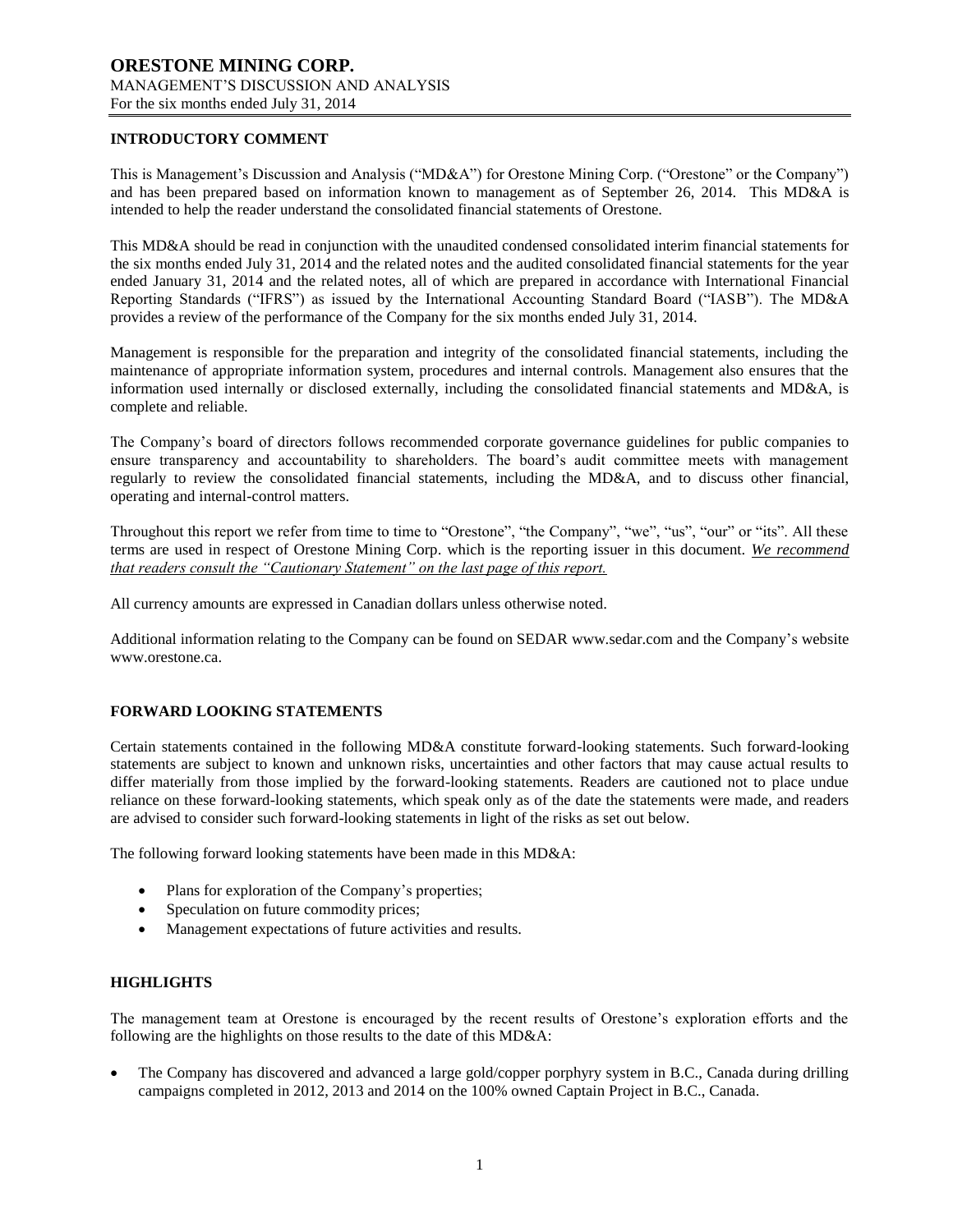# ORESTONE MINING CORP.

MANAGEMENT'S DISCUSSION AND ANALYSIS
For the six months ended July 31, 2014

## INTRODUCTORY COMMENT

This is Management's Discussion and Analysis ("MD&A") for Orestone Mining Corp. ("Orestone" or the Company") and has been prepared based on information known to management as of September 26, 2014. This MD&A is intended to help the reader understand the consolidated financial statements of Orestone.

This MD&A should be read in conjunction with the unaudited condensed consolidated interim financial statements for the six months ended July 31, 2014 and the related notes and the audited consolidated financial statements for the year ended January 31, 2014 and the related notes, all of which are prepared in accordance with International Financial Reporting Standards ("IFRS") as issued by the International Accounting Standard Board ("IASB"). The MD&A provides a review of the performance of the Company for the six months ended July 31, 2014.

Management is responsible for the preparation and integrity of the consolidated financial statements, including the maintenance of appropriate information system, procedures and internal controls. Management also ensures that the information used internally or disclosed externally, including the consolidated financial statements and MD&A, is complete and reliable.

The Company's board of directors follows recommended corporate governance guidelines for public companies to ensure transparency and accountability to shareholders. The board's audit committee meets with management regularly to review the consolidated financial statements, including the MD&A, and to discuss other financial, operating and internal-control matters.

Throughout this report we refer from time to time to "Orestone", "the Company", "we", "us", "our" or "its". All these terms are used in respect of Orestone Mining Corp. which is the reporting issuer in this document. *We recommend that readers consult the "Cautionary Statement" on the last page of this report.*

All currency amounts are expressed in Canadian dollars unless otherwise noted.

Additional information relating to the Company can be found on SEDAR www.sedar.com and the Company's website www.orestone.ca.

## FORWARD LOOKING STATEMENTS

Certain statements contained in the following MD&A constitute forward-looking statements. Such forward-looking statements are subject to known and unknown risks, uncertainties and other factors that may cause actual results to differ materially from those implied by the forward-looking statements. Readers are cautioned not to place undue reliance on these forward-looking statements, which speak only as of the date the statements were made, and readers are advised to consider such forward-looking statements in light of the risks as set out below.

The following forward looking statements have been made in this MD&A:

- Plans for exploration of the Company's properties;
- Speculation on future commodity prices;
- Management expectations of future activities and results.

## HIGHLIGHTS

The management team at Orestone is encouraged by the recent results of Orestone's exploration efforts and the following are the highlights on those results to the date of this MD&A:

- The Company has discovered and advanced a large gold/copper porphyry system in B.C., Canada during drilling campaigns completed in 2012, 2013 and 2014 on the 100% owned Captain Project in B.C., Canada.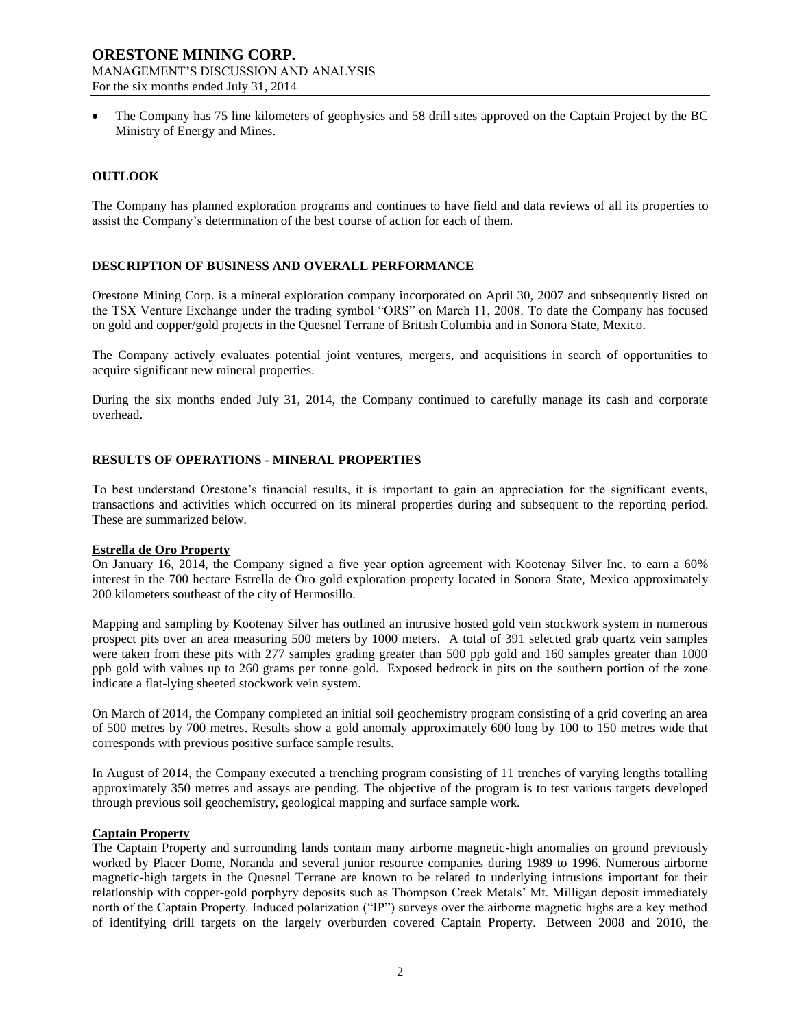- The Company has 75 line kilometers of geophysics and 58 drill sites approved on the Captain Project by the BC Ministry of Energy and Mines.

## OUTLOOK

The Company has planned exploration programs and continues to have field and data reviews of all its properties to assist the Company's determination of the best course of action for each of them.

## DESCRIPTION OF BUSINESS AND OVERALL PERFORMANCE

Orestone Mining Corp. is a mineral exploration company incorporated on April 30, 2007 and subsequently listed on the TSX Venture Exchange under the trading symbol "ORS" on March 11, 2008. To date the Company has focused on gold and copper/gold projects in the Quesnel Terrane of British Columbia and in Sonora State, Mexico.

The Company actively evaluates potential joint ventures, mergers, and acquisitions in search of opportunities to acquire significant new mineral properties.

During the six months ended July 31, 2014, the Company continued to carefully manage its cash and corporate overhead.

## RESULTS OF OPERATIONS - MINERAL PROPERTIES

To best understand Orestone's financial results, it is important to gain an appreciation for the significant events, transactions and activities which occurred on its mineral properties during and subsequent to the reporting period. These are summarized below.

### Estrella de Oro Property

On January 16, 2014, the Company signed a five year option agreement with Kootenay Silver Inc. to earn a 60% interest in the 700 hectare Estrella de Oro gold exploration property located in Sonora State, Mexico approximately 200 kilometers southeast of the city of Hermosillo.

Mapping and sampling by Kootenay Silver has outlined an intrusive hosted gold vein stockwork system in numerous prospect pits over an area measuring 500 meters by 1000 meters. A total of 391 selected grab quartz vein samples were taken from these pits with 277 samples grading greater than 500 ppb gold and 160 samples greater than 1000 ppb gold with values up to 260 grams per tonne gold. Exposed bedrock in pits on the southern portion of the zone indicate a flat-lying sheeted stockwork vein system.

On March of 2014, the Company completed an initial soil geochemistry program consisting of a grid covering an area of 500 metres by 700 metres. Results show a gold anomaly approximately 600 long by 100 to 150 metres wide that corresponds with previous positive surface sample results.

In August of 2014, the Company executed a trenching program consisting of 11 trenches of varying lengths totalling approximately 350 metres and assays are pending. The objective of the program is to test various targets developed through previous soil geochemistry, geological mapping and surface sample work.

### Captain Property

The Captain Property and surrounding lands contain many airborne magnetic-high anomalies on ground previously worked by Placer Dome, Noranda and several junior resource companies during 1989 to 1996. Numerous airborne magnetic-high targets in the Quesnel Terrane are known to be related to underlying intrusions important for their relationship with copper-gold porphyry deposits such as Thompson Creek Metals' Mt. Milligan deposit immediately north of the Captain Property. Induced polarization ("IP") surveys over the airborne magnetic highs are a key method of identifying drill targets on the largely overburden covered Captain Property. Between 2008 and 2010, the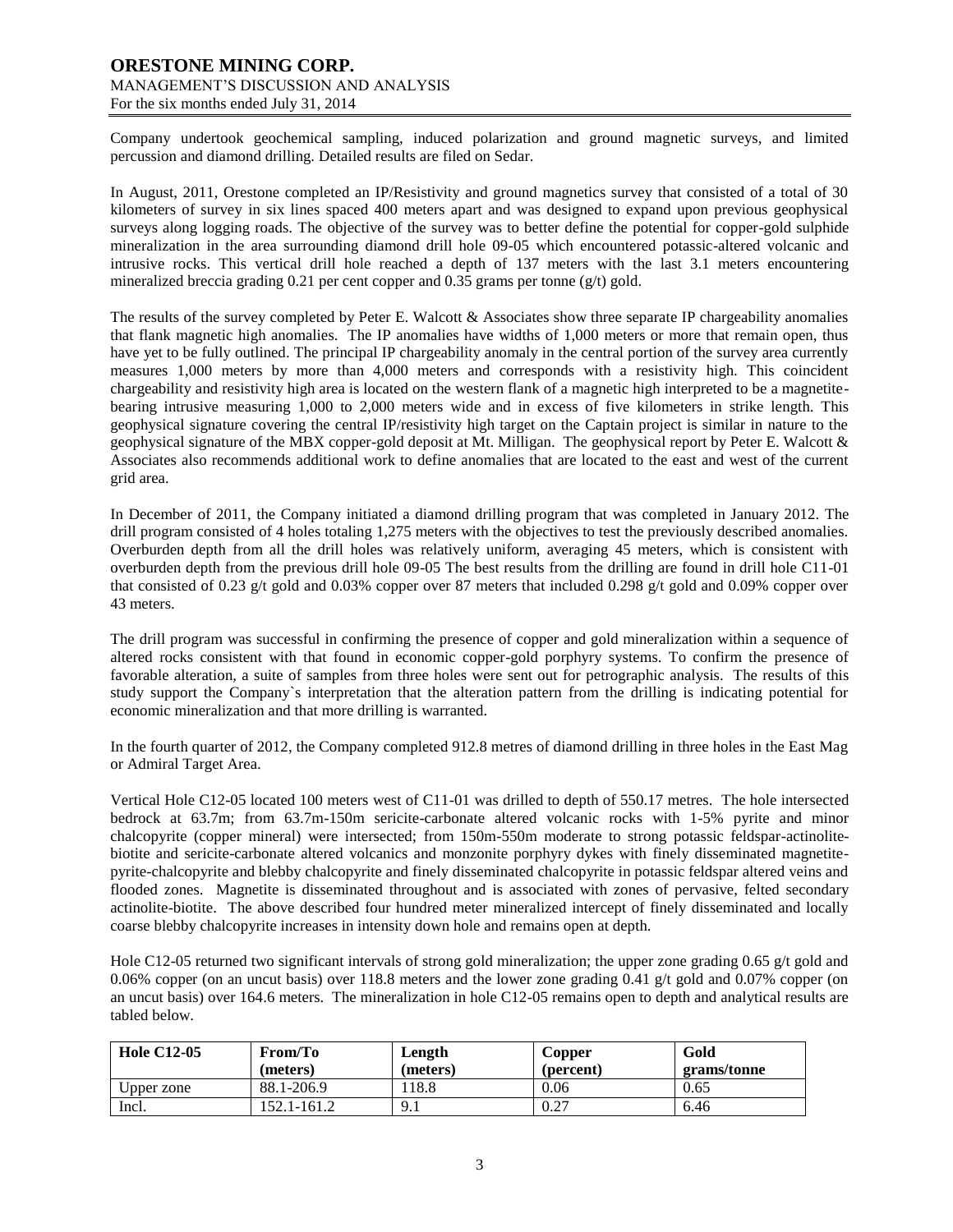Company undertook geochemical sampling, induced polarization and ground magnetic surveys, and limited percussion and diamond drilling. Detailed results are filed on Sedar.

In August, 2011, Orestone completed an IP/Resistivity and ground magnetics survey that consisted of a total of 30 kilometers of survey in six lines spaced 400 meters apart and was designed to expand upon previous geophysical surveys along logging roads. The objective of the survey was to better define the potential for copper-gold sulphide mineralization in the area surrounding diamond drill hole 09-05 which encountered potassic-altered volcanic and intrusive rocks. This vertical drill hole reached a depth of 137 meters with the last 3.1 meters encountering mineralized breccia grading 0.21 per cent copper and 0.35 grams per tonne (g/t) gold.

The results of the survey completed by Peter E. Walcott & Associates show three separate IP chargeability anomalies that flank magnetic high anomalies. The IP anomalies have widths of 1,000 meters or more that remain open, thus have yet to be fully outlined. The principal IP chargeability anomaly in the central portion of the survey area currently measures 1,000 meters by more than 4,000 meters and corresponds with a resistivity high. This coincident chargeability and resistivity high area is located on the western flank of a magnetic high interpreted to be a magnetite-bearing intrusive measuring 1,000 to 2,000 meters wide and in excess of five kilometers in strike length. This geophysical signature covering the central IP/resistivity high target on the Captain project is similar in nature to the geophysical signature of the MBX copper-gold deposit at Mt. Milligan. The geophysical report by Peter E. Walcott & Associates also recommends additional work to define anomalies that are located to the east and west of the current grid area.

In December of 2011, the Company initiated a diamond drilling program that was completed in January 2012. The drill program consisted of 4 holes totaling 1,275 meters with the objectives to test the previously described anomalies. Overburden depth from all the drill holes was relatively uniform, averaging 45 meters, which is consistent with overburden depth from the previous drill hole 09-05 The best results from the drilling are found in drill hole C11-01 that consisted of 0.23 g/t gold and 0.03% copper over 87 meters that included 0.298 g/t gold and 0.09% copper over 43 meters.

The drill program was successful in confirming the presence of copper and gold mineralization within a sequence of altered rocks consistent with that found in economic copper-gold porphyry systems. To confirm the presence of favorable alteration, a suite of samples from three holes were sent out for petrographic analysis. The results of this study support the Company`s interpretation that the alteration pattern from the drilling is indicating potential for economic mineralization and that more drilling is warranted.

In the fourth quarter of 2012, the Company completed 912.8 metres of diamond drilling in three holes in the East Mag or Admiral Target Area.

Vertical Hole C12-05 located 100 meters west of C11-01 was drilled to depth of 550.17 metres. The hole intersected bedrock at 63.7m; from 63.7m-150m sericite-carbonate altered volcanic rocks with 1-5% pyrite and minor chalcopyrite (copper mineral) were intersected; from 150m-550m moderate to strong potassic feldspar-actinolite-biotite and sericite-carbonate altered volcanics and monzonite porphyry dykes with finely disseminated magnetite-pyrite-chalcopyrite and blebby chalcopyrite and finely disseminated chalcopyrite in potassic feldspar altered veins and flooded zones. Magnetite is disseminated throughout and is associated with zones of pervasive, felted secondary actinolite-biotite. The above described four hundred meter mineralized intercept of finely disseminated and locally coarse blebby chalcopyrite increases in intensity down hole and remains open at depth.

Hole C12-05 returned two significant intervals of strong gold mineralization; the upper zone grading 0.65 g/t gold and 0.06% copper (on an uncut basis) over 118.8 meters and the lower zone grading 0.41 g/t gold and 0.07% copper (on an uncut basis) over 164.6 meters. The mineralization in hole C12-05 remains open to depth and analytical results are tabled below.

| Hole C12-05 | From/To (meters) | Length (meters) | Copper (percent) | Gold grams/tonne |
|---|---|---|---|---|
| Upper zone | 88.1-206.9 | 118.8 | 0.06 | 0.65 |
| Incl. | 152.1-161.2 | 9.1 | 0.27 | 6.46 |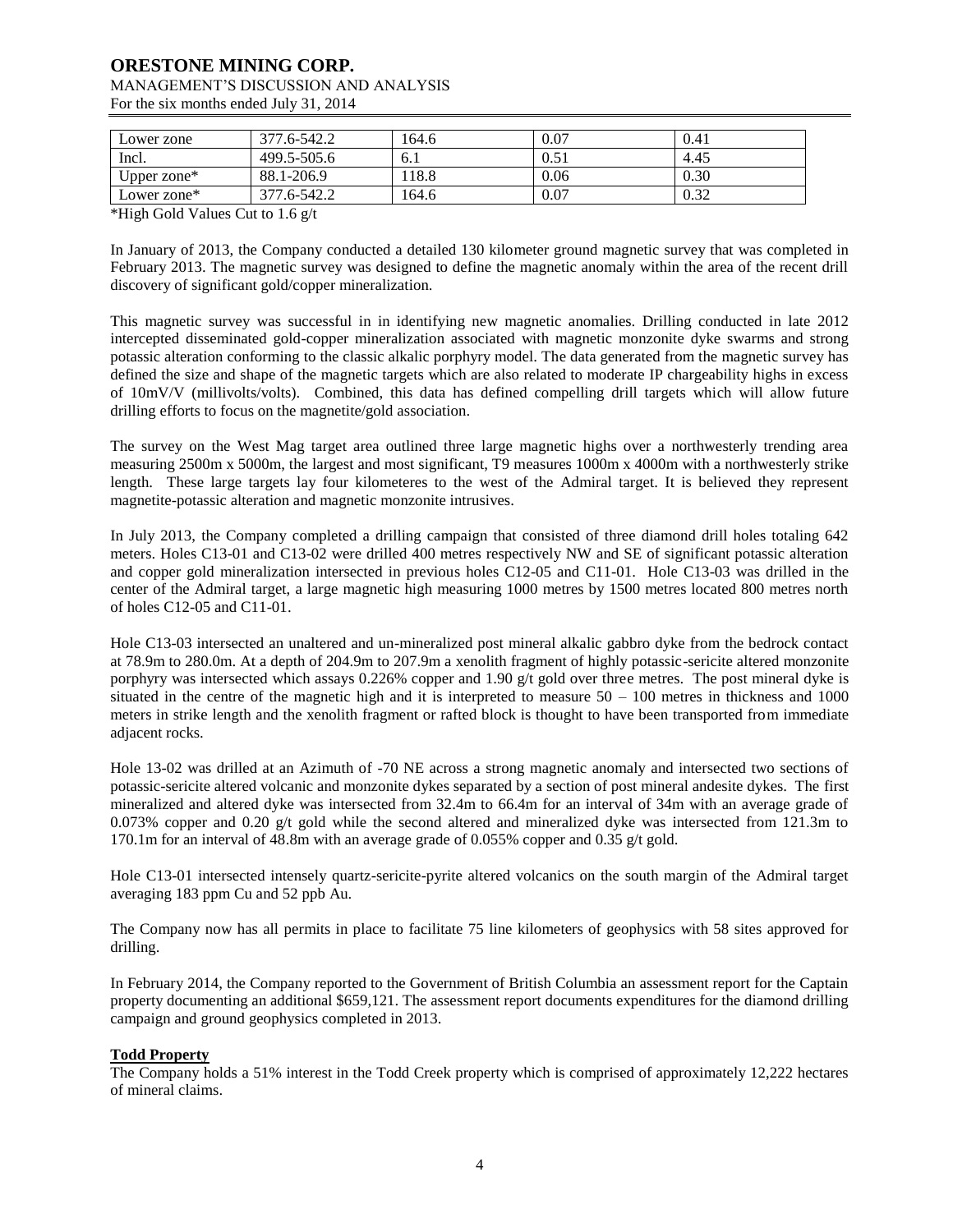| Lower zone | 377.6-542.2 | 164.6 | 0.07 | 0.41 |
|---|---|---|---|---|
| Incl. | 499.5-505.6 | 6.1 | 0.51 | 4.45 |
| Upper zone* | 88.1-206.9 | 118.8 | 0.06 | 0.30 |
| Lower zone* | 377.6-542.2 | 164.6 | 0.07 | 0.32 |

*High Gold Values Cut to 1.6 g/t

In January of 2013, the Company conducted a detailed 130 kilometer ground magnetic survey that was completed in February 2013. The magnetic survey was designed to define the magnetic anomaly within the area of the recent drill discovery of significant gold/copper mineralization.

This magnetic survey was successful in in identifying new magnetic anomalies. Drilling conducted in late 2012 intercepted disseminated gold-copper mineralization associated with magnetic monzonite dyke swarms and strong potassic alteration conforming to the classic alkalic porphyry model. The data generated from the magnetic survey has defined the size and shape of the magnetic targets which are also related to moderate IP chargeability highs in excess of 10mV/V (millivolts/volts). Combined, this data has defined compelling drill targets which will allow future drilling efforts to focus on the magnetite/gold association.

The survey on the West Mag target area outlined three large magnetic highs over a northwesterly trending area measuring 2500m x 5000m, the largest and most significant, T9 measures 1000m x 4000m with a northwesterly strike length. These large targets lay four kilometeres to the west of the Admiral target. It is believed they represent magnetite-potassic alteration and magnetic monzonite intrusives.

In July 2013, the Company completed a drilling campaign that consisted of three diamond drill holes totaling 642 meters. Holes C13-01 and C13-02 were drilled 400 metres respectively NW and SE of significant potassic alteration and copper gold mineralization intersected in previous holes C12-05 and C11-01. Hole C13-03 was drilled in the center of the Admiral target, a large magnetic high measuring 1000 metres by 1500 metres located 800 metres north of holes C12-05 and C11-01.

Hole C13-03 intersected an unaltered and un-mineralized post mineral alkalic gabbro dyke from the bedrock contact at 78.9m to 280.0m. At a depth of 204.9m to 207.9m a xenolith fragment of highly potassic-sericite altered monzonite porphyry was intersected which assays 0.226% copper and 1.90 g/t gold over three metres. The post mineral dyke is situated in the centre of the magnetic high and it is interpreted to measure 50 – 100 metres in thickness and 1000 meters in strike length and the xenolith fragment or rafted block is thought to have been transported from immediate adjacent rocks.

Hole 13-02 was drilled at an Azimuth of -70 NE across a strong magnetic anomaly and intersected two sections of potassic-sericite altered volcanic and monzonite dykes separated by a section of post mineral andesite dykes. The first mineralized and altered dyke was intersected from 32.4m to 66.4m for an interval of 34m with an average grade of 0.073% copper and 0.20 g/t gold while the second altered and mineralized dyke was intersected from 121.3m to 170.1m for an interval of 48.8m with an average grade of 0.055% copper and 0.35 g/t gold.

Hole C13-01 intersected intensely quartz-sericite-pyrite altered volcanics on the south margin of the Admiral target averaging 183 ppm Cu and 52 ppb Au.

The Company now has all permits in place to facilitate 75 line kilometers of geophysics with 58 sites approved for drilling.

In February 2014, the Company reported to the Government of British Columbia an assessment report for the Captain property documenting an additional $659,121. The assessment report documents expenditures for the diamond drilling campaign and ground geophysics completed in 2013.

**Todd Property**

The Company holds a 51% interest in the Todd Creek property which is comprised of approximately 12,222 hectares of mineral claims.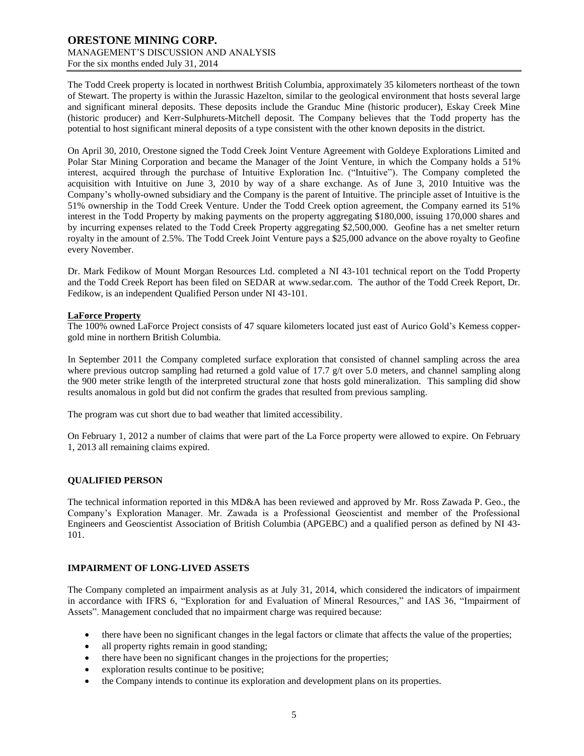The Todd Creek property is located in northwest British Columbia, approximately 35 kilometers northeast of the town of Stewart. The property is within the Jurassic Hazelton, similar to the geological environment that hosts several large and significant mineral deposits. These deposits include the Granduc Mine (historic producer), Eskay Creek Mine (historic producer) and Kerr-Sulphurets-Mitchell deposit. The Company believes that the Todd property has the potential to host significant mineral deposits of a type consistent with the other known deposits in the district.

On April 30, 2010, Orestone signed the Todd Creek Joint Venture Agreement with Goldeye Explorations Limited and Polar Star Mining Corporation and became the Manager of the Joint Venture, in which the Company holds a 51% interest, acquired through the purchase of Intuitive Exploration Inc. ("Intuitive"). The Company completed the acquisition with Intuitive on June 3, 2010 by way of a share exchange. As of June 3, 2010 Intuitive was the Company's wholly-owned subsidiary and the Company is the parent of Intuitive. The principle asset of Intuitive is the 51% ownership in the Todd Creek Venture. Under the Todd Creek option agreement, the Company earned its 51% interest in the Todd Property by making payments on the property aggregating $180,000, issuing 170,000 shares and by incurring expenses related to the Todd Creek Property aggregating $2,500,000. Geofine has a net smelter return royalty in the amount of 2.5%. The Todd Creek Joint Venture pays a $25,000 advance on the above royalty to Geofine every November.

Dr. Mark Fedikow of Mount Morgan Resources Ltd. completed a NI 43-101 technical report on the Todd Property and the Todd Creek Report has been filed on SEDAR at www.sedar.com. The author of the Todd Creek Report, Dr. Fedikow, is an independent Qualified Person under NI 43-101.

**LaForce Property**

The 100% owned LaForce Project consists of 47 square kilometers located just east of Aurico Gold's Kemess copper-gold mine in northern British Columbia.

In September 2011 the Company completed surface exploration that consisted of channel sampling across the area where previous outcrop sampling had returned a gold value of 17.7 g/t over 5.0 meters, and channel sampling along the 900 meter strike length of the interpreted structural zone that hosts gold mineralization. This sampling did show results anomalous in gold but did not confirm the grades that resulted from previous sampling.

The program was cut short due to bad weather that limited accessibility.

On February 1, 2012 a number of claims that were part of the La Force property were allowed to expire. On February 1, 2013 all remaining claims expired.

## QUALIFIED PERSON

The technical information reported in this MD&A has been reviewed and approved by Mr. Ross Zawada P. Geo., the Company's Exploration Manager. Mr. Zawada is a Professional Geoscientist and member of the Professional Engineers and Geoscientist Association of British Columbia (APGEBC) and a qualified person as defined by NI 43-101.

## IMPAIRMENT OF LONG-LIVED ASSETS

The Company completed an impairment analysis as at July 31, 2014, which considered the indicators of impairment in accordance with IFRS 6, "Exploration for and Evaluation of Mineral Resources," and IAS 36, "Impairment of Assets". Management concluded that no impairment charge was required because:

- there have been no significant changes in the legal factors or climate that affects the value of the properties;
- all property rights remain in good standing;
- there have been no significant changes in the projections for the properties;
- exploration results continue to be positive;
- the Company intends to continue its exploration and development plans on its properties.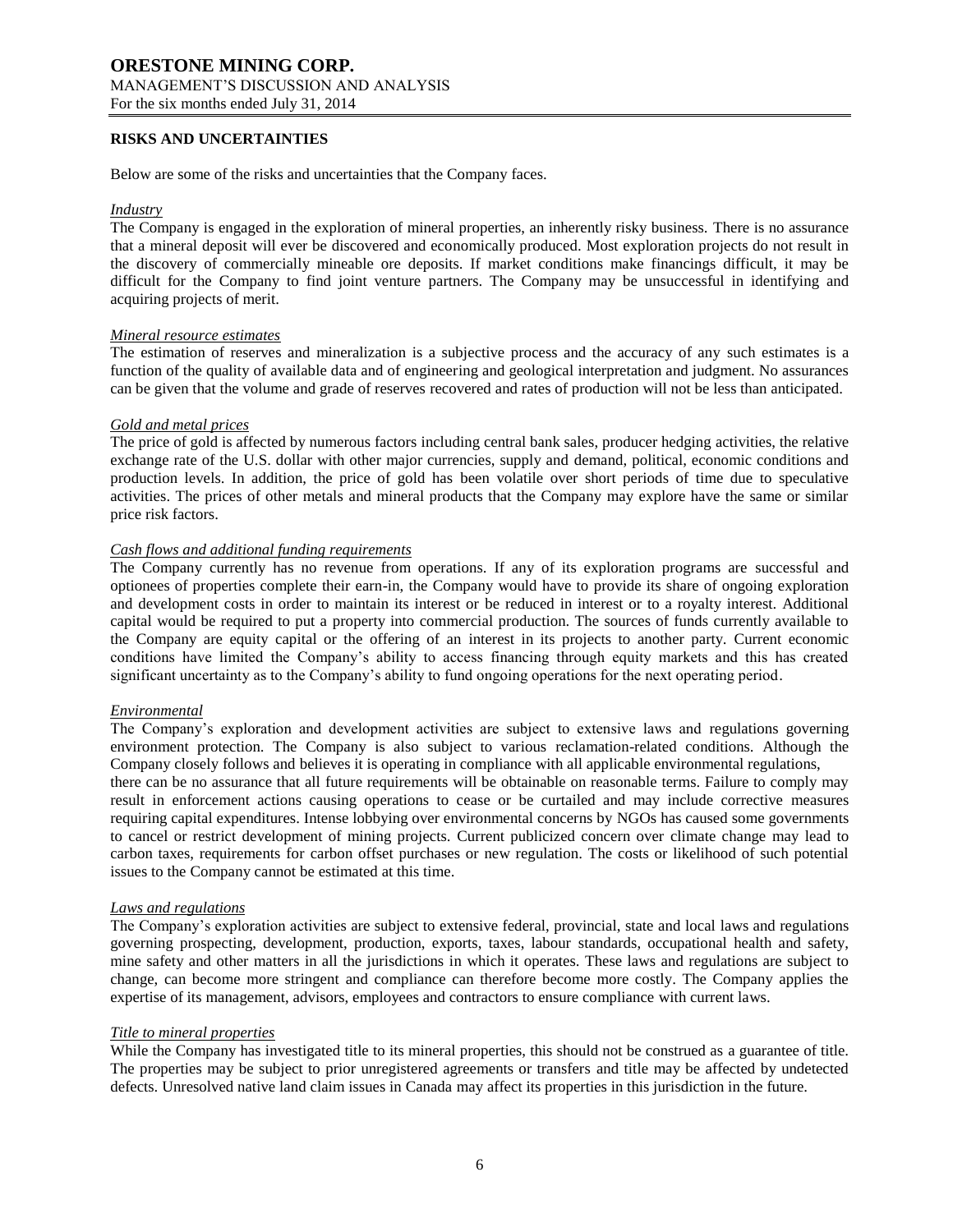## RISKS AND UNCERTAINTIES

Below are some of the risks and uncertainties that the Company faces.

*Industry*

The Company is engaged in the exploration of mineral properties, an inherently risky business. There is no assurance that a mineral deposit will ever be discovered and economically produced. Most exploration projects do not result in the discovery of commercially mineable ore deposits. If market conditions make financings difficult, it may be difficult for the Company to find joint venture partners. The Company may be unsuccessful in identifying and acquiring projects of merit.

*Mineral resource estimates*

The estimation of reserves and mineralization is a subjective process and the accuracy of any such estimates is a function of the quality of available data and of engineering and geological interpretation and judgment. No assurances can be given that the volume and grade of reserves recovered and rates of production will not be less than anticipated.

*Gold and metal prices*

The price of gold is affected by numerous factors including central bank sales, producer hedging activities, the relative exchange rate of the U.S. dollar with other major currencies, supply and demand, political, economic conditions and production levels. In addition, the price of gold has been volatile over short periods of time due to speculative activities. The prices of other metals and mineral products that the Company may explore have the same or similar price risk factors.

*Cash flows and additional funding requirements*

The Company currently has no revenue from operations. If any of its exploration programs are successful and optionees of properties complete their earn-in, the Company would have to provide its share of ongoing exploration and development costs in order to maintain its interest or be reduced in interest or to a royalty interest. Additional capital would be required to put a property into commercial production. The sources of funds currently available to the Company are equity capital or the offering of an interest in its projects to another party. Current economic conditions have limited the Company's ability to access financing through equity markets and this has created significant uncertainty as to the Company's ability to fund ongoing operations for the next operating period.

*Environmental*

The Company's exploration and development activities are subject to extensive laws and regulations governing environment protection. The Company is also subject to various reclamation-related conditions. Although the Company closely follows and believes it is operating in compliance with all applicable environmental regulations, there can be no assurance that all future requirements will be obtainable on reasonable terms. Failure to comply may result in enforcement actions causing operations to cease or be curtailed and may include corrective measures requiring capital expenditures. Intense lobbying over environmental concerns by NGOs has caused some governments to cancel or restrict development of mining projects. Current publicized concern over climate change may lead to carbon taxes, requirements for carbon offset purchases or new regulation. The costs or likelihood of such potential issues to the Company cannot be estimated at this time.

*Laws and regulations*

The Company's exploration activities are subject to extensive federal, provincial, state and local laws and regulations governing prospecting, development, production, exports, taxes, labour standards, occupational health and safety, mine safety and other matters in all the jurisdictions in which it operates. These laws and regulations are subject to change, can become more stringent and compliance can therefore become more costly. The Company applies the expertise of its management, advisors, employees and contractors to ensure compliance with current laws.

*Title to mineral properties*

While the Company has investigated title to its mineral properties, this should not be construed as a guarantee of title. The properties may be subject to prior unregistered agreements or transfers and title may be affected by undetected defects. Unresolved native land claim issues in Canada may affect its properties in this jurisdiction in the future.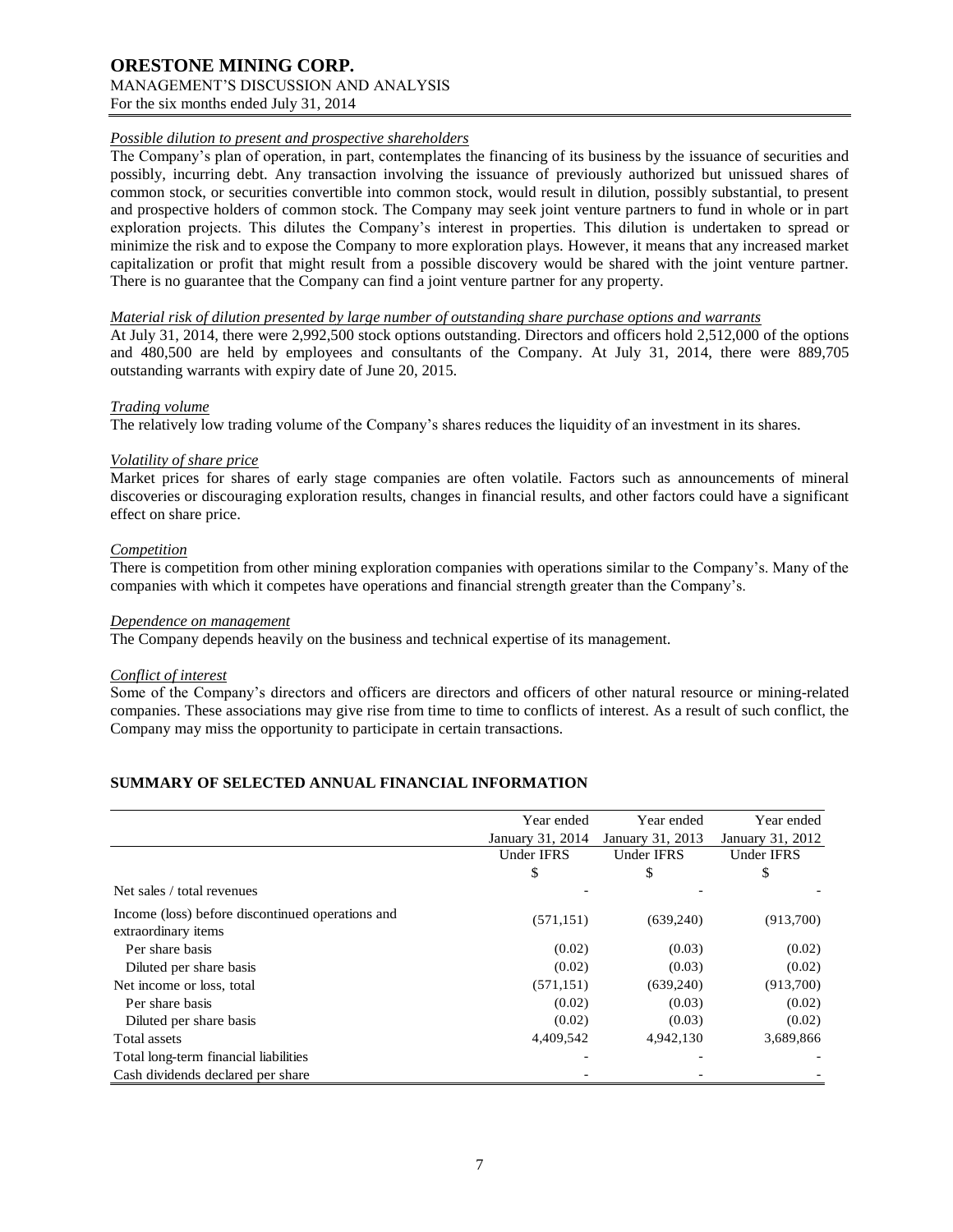*Possible dilution to present and prospective shareholders*

The Company's plan of operation, in part, contemplates the financing of its business by the issuance of securities and possibly, incurring debt. Any transaction involving the issuance of previously authorized but unissued shares of common stock, or securities convertible into common stock, would result in dilution, possibly substantial, to present and prospective holders of common stock. The Company may seek joint venture partners to fund in whole or in part exploration projects. This dilutes the Company's interest in properties. This dilution is undertaken to spread or minimize the risk and to expose the Company to more exploration plays. However, it means that any increased market capitalization or profit that might result from a possible discovery would be shared with the joint venture partner. There is no guarantee that the Company can find a joint venture partner for any property.

*Material risk of dilution presented by large number of outstanding share purchase options and warrants*

At July 31, 2014, there were 2,992,500 stock options outstanding. Directors and officers hold 2,512,000 of the options and 480,500 are held by employees and consultants of the Company. At July 31, 2014, there were 889,705 outstanding warrants with expiry date of June 20, 2015.

*Trading volume*

The relatively low trading volume of the Company's shares reduces the liquidity of an investment in its shares.

*Volatility of share price*

Market prices for shares of early stage companies are often volatile. Factors such as announcements of mineral discoveries or discouraging exploration results, changes in financial results, and other factors could have a significant effect on share price.

*Competition*

There is competition from other mining exploration companies with operations similar to the Company's. Many of the companies with which it competes have operations and financial strength greater than the Company's.

*Dependence on management*

The Company depends heavily on the business and technical expertise of its management.

*Conflict of interest*

Some of the Company's directors and officers are directors and officers of other natural resource or mining-related companies. These associations may give rise from time to time to conflicts of interest. As a result of such conflict, the Company may miss the opportunity to participate in certain transactions.

## SUMMARY OF SELECTED ANNUAL FINANCIAL INFORMATION

| | Year ended January 31, 2014 | Year ended January 31, 2013 | Year ended January 31, 2012 |
|---|---|---|---|
| | Under IFRS | Under IFRS | Under IFRS |
| | $ | $ | $ |
| Net sales / total revenues | - | - | - |
| Income (loss) before discontinued operations and extraordinary items | (571,151) | (639,240) | (913,700) |
| Per share basis | (0.02) | (0.03) | (0.02) |
| Diluted per share basis | (0.02) | (0.03) | (0.02) |
| Net income or loss, total | (571,151) | (639,240) | (913,700) |
| Per share basis | (0.02) | (0.03) | (0.02) |
| Diluted per share basis | (0.02) | (0.03) | (0.02) |
| Total assets | 4,409,542 | 4,942,130 | 3,689,866 |
| Total long-term financial liabilities | - | - | - |
| Cash dividends declared per share | - | - | - |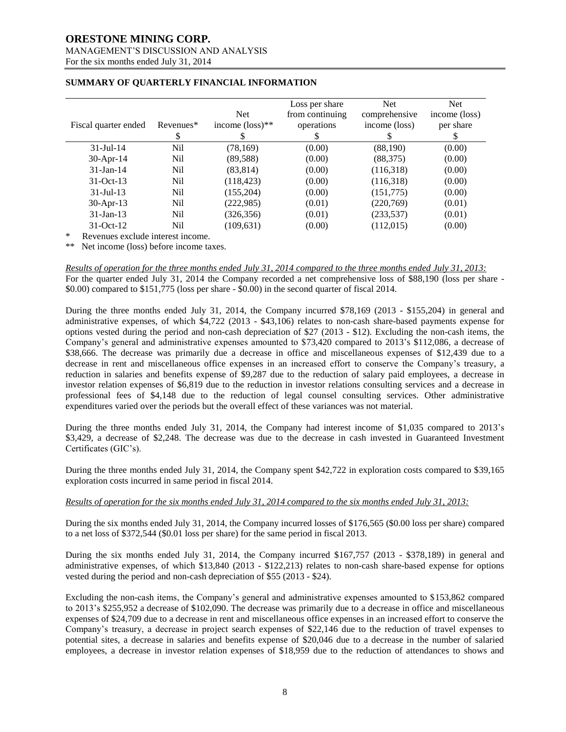## SUMMARY OF QUARTERLY FINANCIAL INFORMATION

| Fiscal quarter ended | Revenues* | Net income (loss)** | Loss per share from continuing operations | Net comprehensive income (loss) | Net income (loss) per share |
|---|---|---|---|---|---|
| | $ | $ | $ | $ | $ |
| 31-Jul-14 | Nil | (78,169) | (0.00) | (88,190) | (0.00) |
| 30-Apr-14 | Nil | (89,588) | (0.00) | (88,375) | (0.00) |
| 31-Jan-14 | Nil | (83,814) | (0.00) | (116,318) | (0.00) |
| 31-Oct-13 | Nil | (118,423) | (0.00) | (116,318) | (0.00) |
| 31-Jul-13 | Nil | (155,204) | (0.00) | (151,775) | (0.00) |
| 30-Apr-13 | Nil | (222,985) | (0.01) | (220,769) | (0.01) |
| 31-Jan-13 | Nil | (326,356) | (0.01) | (233,537) | (0.01) |
| 31-Oct-12 | Nil | (109,631) | (0.00) | (112,015) | (0.00) |

\* Revenues exclude interest income.

\*\* Net income (loss) before income taxes.

*Results of operation for the three months ended July 31, 2014 compared to the three months ended July 31, 2013:*

For the quarter ended July 31, 2014 the Company recorded a net comprehensive loss of $88,190 (loss per share - $0.00) compared to $151,775 (loss per share - $0.00) in the second quarter of fiscal 2014.

During the three months ended July 31, 2014, the Company incurred $78,169 (2013 - $155,204) in general and administrative expenses, of which $4,722 (2013 - $43,106) relates to non-cash share-based payments expense for options vested during the period and non-cash depreciation of $27 (2013 - $12). Excluding the non-cash items, the Company's general and administrative expenses amounted to $73,420 compared to 2013's $112,086, a decrease of $38,666. The decrease was primarily due a decrease in office and miscellaneous expenses of $12,439 due to a decrease in rent and miscellaneous office expenses in an increased effort to conserve the Company's treasury, a reduction in salaries and benefits expense of $9,287 due to the reduction of salary paid employees, a decrease in investor relation expenses of $6,819 due to the reduction in investor relations consulting services and a decrease in professional fees of $4,148 due to the reduction of legal counsel consulting services. Other administrative expenditures varied over the periods but the overall effect of these variances was not material.

During the three months ended July 31, 2014, the Company had interest income of $1,035 compared to 2013's $3,429, a decrease of $2,248. The decrease was due to the decrease in cash invested in Guaranteed Investment Certificates (GIC's).

During the three months ended July 31, 2014, the Company spent $42,722 in exploration costs compared to $39,165 exploration costs incurred in same period in fiscal 2014.

*Results of operation for the six months ended July 31, 2014 compared to the six months ended July 31, 2013:*

During the six months ended July 31, 2014, the Company incurred losses of $176,565 ($0.00 loss per share) compared to a net loss of $372,544 ($0.01 loss per share) for the same period in fiscal 2013.

During the six months ended July 31, 2014, the Company incurred $167,757 (2013 - $378,189) in general and administrative expenses, of which $13,840 (2013 - $122,213) relates to non-cash share-based expense for options vested during the period and non-cash depreciation of $55 (2013 - $24).

Excluding the non-cash items, the Company's general and administrative expenses amounted to $153,862 compared to 2013's $255,952 a decrease of $102,090. The decrease was primarily due to a decrease in office and miscellaneous expenses of $24,709 due to a decrease in rent and miscellaneous office expenses in an increased effort to conserve the Company's treasury, a decrease in project search expenses of $22,146 due to the reduction of travel expenses to potential sites, a decrease in salaries and benefits expense of $20,046 due to a decrease in the number of salaried employees, a decrease in investor relation expenses of $18,959 due to the reduction of attendances to shows and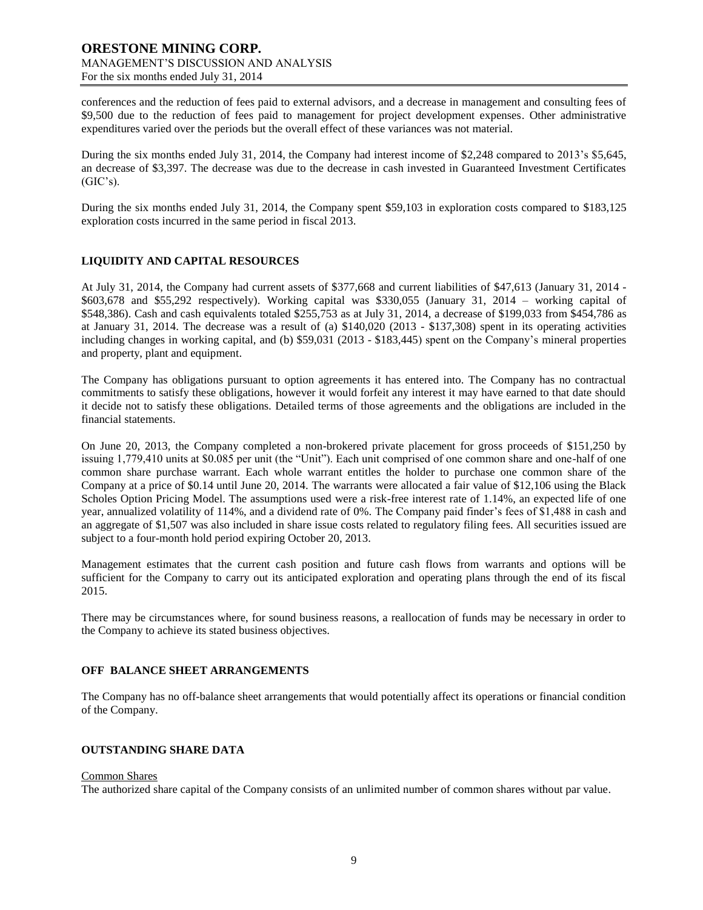conferences and the reduction of fees paid to external advisors, and a decrease in management and consulting fees of $9,500 due to the reduction of fees paid to management for project development expenses. Other administrative expenditures varied over the periods but the overall effect of these variances was not material.

During the six months ended July 31, 2014, the Company had interest income of $2,248 compared to 2013's $5,645, an decrease of $3,397. The decrease was due to the decrease in cash invested in Guaranteed Investment Certificates (GIC's).

During the six months ended July 31, 2014, the Company spent $59,103 in exploration costs compared to $183,125 exploration costs incurred in the same period in fiscal 2013.

## LIQUIDITY AND CAPITAL RESOURCES

At July 31, 2014, the Company had current assets of $377,668 and current liabilities of $47,613 (January 31, 2014 - $603,678 and $55,292 respectively). Working capital was $330,055 (January 31, 2014 – working capital of $548,386). Cash and cash equivalents totaled $255,753 as at July 31, 2014, a decrease of $199,033 from $454,786 as at January 31, 2014. The decrease was a result of (a) $140,020 (2013 - $137,308) spent in its operating activities including changes in working capital, and (b) $59,031 (2013 - $183,445) spent on the Company's mineral properties and property, plant and equipment.

The Company has obligations pursuant to option agreements it has entered into. The Company has no contractual commitments to satisfy these obligations, however it would forfeit any interest it may have earned to that date should it decide not to satisfy these obligations. Detailed terms of those agreements and the obligations are included in the financial statements.

On June 20, 2013, the Company completed a non-brokered private placement for gross proceeds of $151,250 by issuing 1,779,410 units at $0.085 per unit (the "Unit"). Each unit comprised of one common share and one-half of one common share purchase warrant. Each whole warrant entitles the holder to purchase one common share of the Company at a price of $0.14 until June 20, 2014. The warrants were allocated a fair value of $12,106 using the Black Scholes Option Pricing Model. The assumptions used were a risk-free interest rate of 1.14%, an expected life of one year, annualized volatility of 114%, and a dividend rate of 0%. The Company paid finder's fees of $1,488 in cash and an aggregate of $1,507 was also included in share issue costs related to regulatory filing fees. All securities issued are subject to a four-month hold period expiring October 20, 2013.

Management estimates that the current cash position and future cash flows from warrants and options will be sufficient for the Company to carry out its anticipated exploration and operating plans through the end of its fiscal 2015.

There may be circumstances where, for sound business reasons, a reallocation of funds may be necessary in order to the Company to achieve its stated business objectives.

## OFF BALANCE SHEET ARRANGEMENTS

The Company has no off-balance sheet arrangements that would potentially affect its operations or financial condition of the Company.

## OUTSTANDING SHARE DATA

Common Shares

The authorized share capital of the Company consists of an unlimited number of common shares without par value.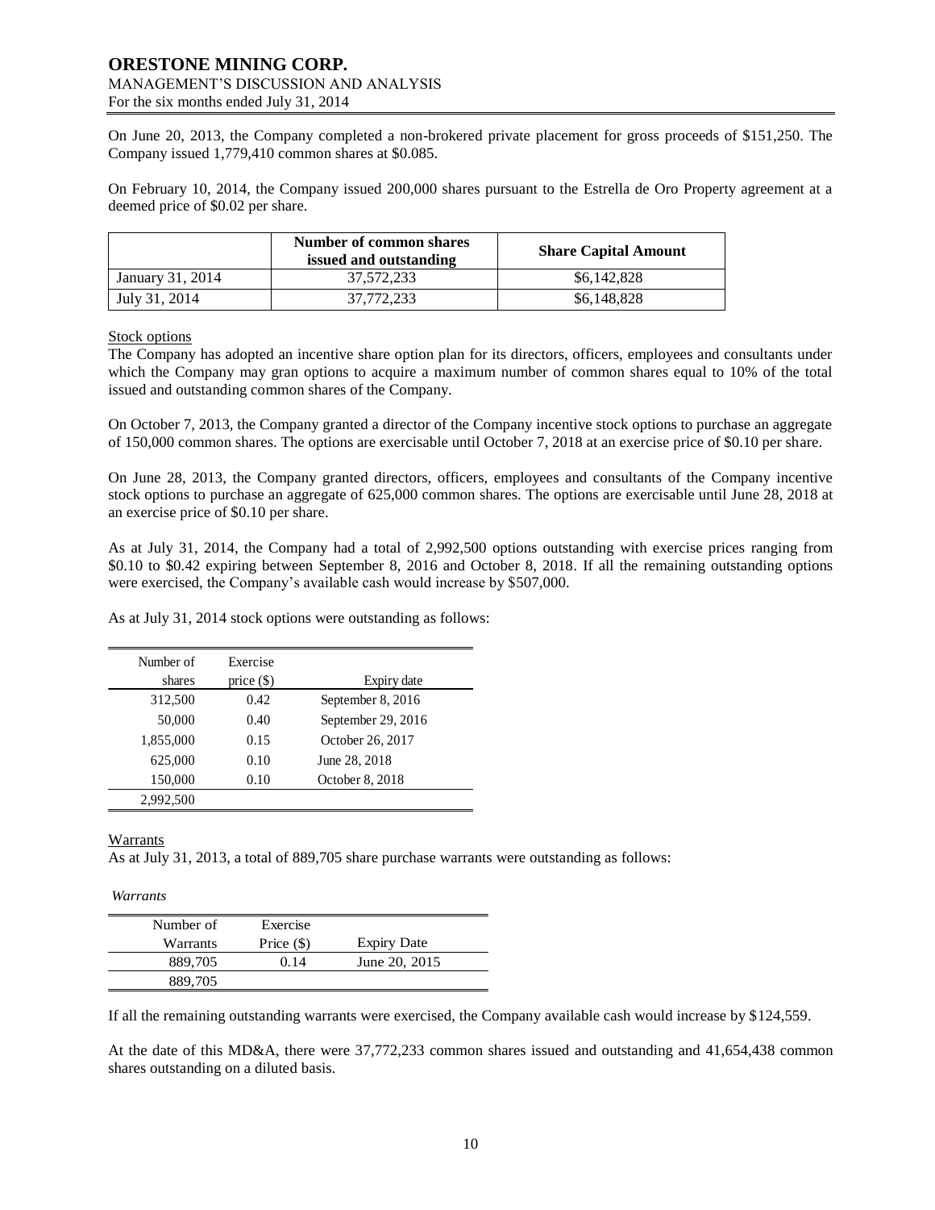On June 20, 2013, the Company completed a non-brokered private placement for gross proceeds of $151,250. The Company issued 1,779,410 common shares at $0.085.

On February 10, 2014, the Company issued 200,000 shares pursuant to the Estrella de Oro Property agreement at a deemed price of $0.02 per share.

| | Number of common shares issued and outstanding | Share Capital Amount |
|---|---|---|
| January 31, 2014 | 37,572,233 | $6,142,828 |
| July 31, 2014 | 37,772,233 | $6,148,828 |

Stock options

The Company has adopted an incentive share option plan for its directors, officers, employees and consultants under which the Company may gran options to acquire a maximum number of common shares equal to 10% of the total issued and outstanding common shares of the Company.

On October 7, 2013, the Company granted a director of the Company incentive stock options to purchase an aggregate of 150,000 common shares. The options are exercisable until October 7, 2018 at an exercise price of $0.10 per share.

On June 28, 2013, the Company granted directors, officers, employees and consultants of the Company incentive stock options to purchase an aggregate of 625,000 common shares. The options are exercisable until June 28, 2018 at an exercise price of $0.10 per share.

As at July 31, 2014, the Company had a total of 2,992,500 options outstanding with exercise prices ranging from $0.10 to $0.42 expiring between September 8, 2016 and October 8, 2018. If all the remaining outstanding options were exercised, the Company's available cash would increase by $507,000.

As at July 31, 2014 stock options were outstanding as follows:

| Number of shares | Exercise price ($) | Expiry date |
|---|---|---|
| 312,500 | 0.42 | September 8, 2016 |
| 50,000 | 0.40 | September 29, 2016 |
| 1,855,000 | 0.15 | October 26, 2017 |
| 625,000 | 0.10 | June 28, 2018 |
| 150,000 | 0.10 | October 8, 2018 |
| 2,992,500 | | |

Warrants

As at July 31, 2013, a total of 889,705 share purchase warrants were outstanding as follows:

*Warrants*

| Number of Warrants | Exercise Price ($) | Expiry Date |
|---|---|---|
| 889,705 | 0.14 | June 20, 2015 |
| 889,705 | | |

If all the remaining outstanding warrants were exercised, the Company available cash would increase by $124,559.

At the date of this MD&A, there were 37,772,233 common shares issued and outstanding and 41,654,438 common shares outstanding on a diluted basis.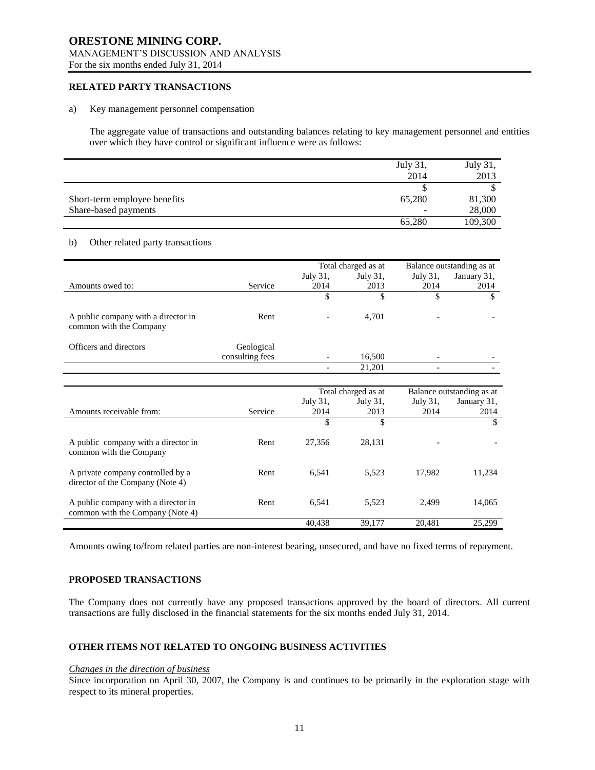## RELATED PARTY TRANSACTIONS

a) Key management personnel compensation

The aggregate value of transactions and outstanding balances relating to key management personnel and entities over which they have control or significant influence were as follows:

| | July 31, 2014 | July 31, 2013 |
|---|---|---|
| | $ | $ |
| Short-term employee benefits | 65,280 | 81,300 |
| Share-based payments | - | 28,000 |
| | 65,280 | 109,300 |

b) Other related party transactions

| | | Total charged as at | | Balance outstanding as at | |
|---|---|---|---|---|---|
| Amounts owed to: | Service | July 31, 2014 | July 31, 2013 | July 31, 2014 | January 31, 2014 |
| | | $ | $ | $ | $ |
| A public company with a director in common with the Company | Rent | - | 4,701 | - | - |
| Officers and directors | Geological consulting fees | - | 16,500 | - | - |
| | | - | 21,201 | - | - |

| | | Total charged as at | | Balance outstanding as at | |
|---|---|---|---|---|---|
| Amounts receivable from: | Service | July 31, 2014 | July 31, 2013 | July 31, 2014 | January 31, 2014 |
| | | $ | $ | | $ |
| A public company with a director in common with the Company | Rent | 27,356 | 28,131 | - | - |
| A private company controlled by a director of the Company (Note 4) | Rent | 6,541 | 5,523 | 17,982 | 11,234 |
| A public company with a director in common with the Company (Note 4) | Rent | 6,541 | 5,523 | 2,499 | 14,065 |
| | | 40,438 | 39,177 | 20,481 | 25,299 |

Amounts owing to/from related parties are non-interest bearing, unsecured, and have no fixed terms of repayment.

## PROPOSED TRANSACTIONS

The Company does not currently have any proposed transactions approved by the board of directors. All current transactions are fully disclosed in the financial statements for the six months ended July 31, 2014.

## OTHER ITEMS NOT RELATED TO ONGOING BUSINESS ACTIVITIES

*Changes in the direction of business*

Since incorporation on April 30, 2007, the Company is and continues to be primarily in the exploration stage with respect to its mineral properties.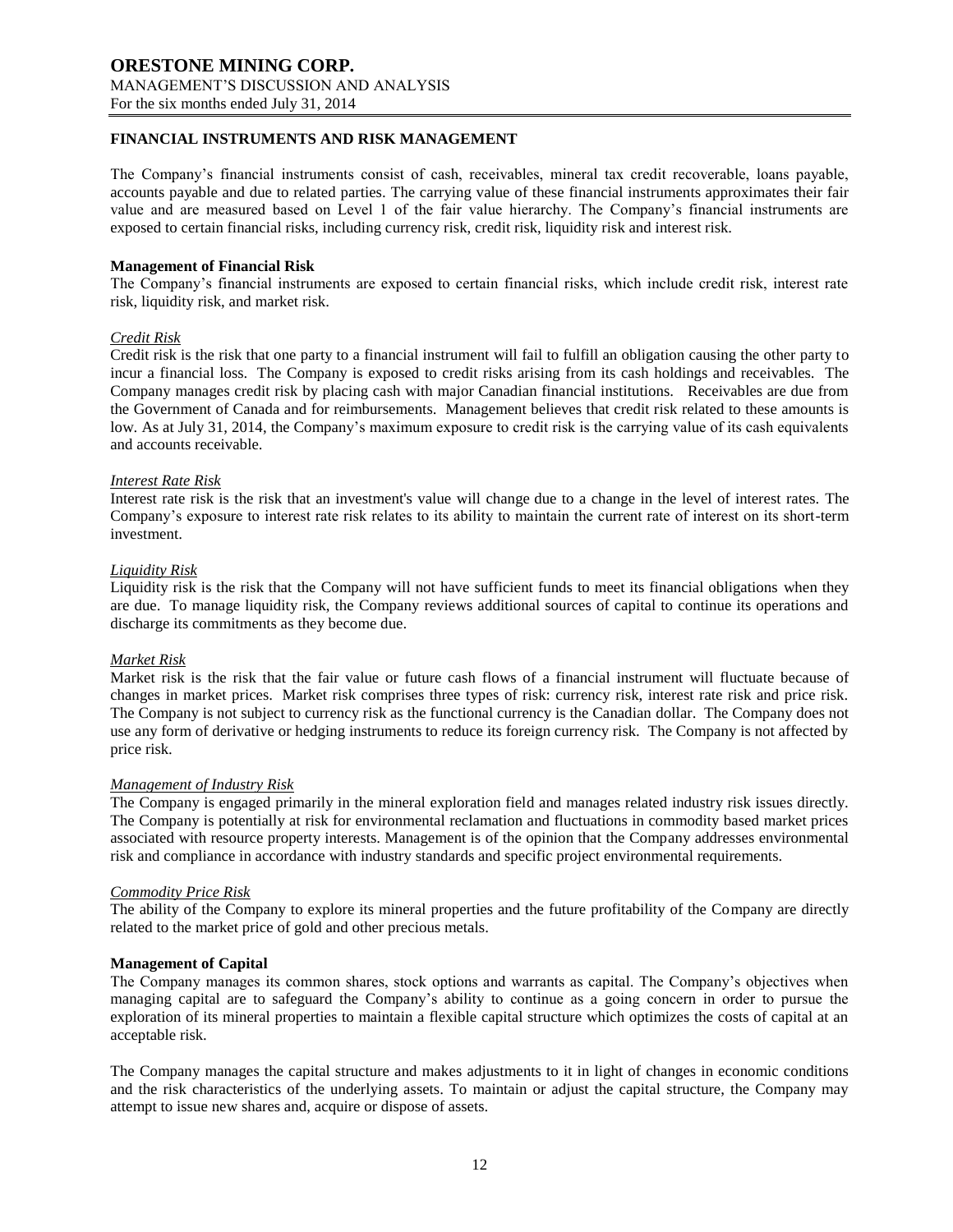## FINANCIAL INSTRUMENTS AND RISK MANAGEMENT

The Company's financial instruments consist of cash, receivables, mineral tax credit recoverable, loans payable, accounts payable and due to related parties. The carrying value of these financial instruments approximates their fair value and are measured based on Level 1 of the fair value hierarchy. The Company's financial instruments are exposed to certain financial risks, including currency risk, credit risk, liquidity risk and interest risk.

### Management of Financial Risk

The Company's financial instruments are exposed to certain financial risks, which include credit risk, interest rate risk, liquidity risk, and market risk.

*Credit Risk*

Credit risk is the risk that one party to a financial instrument will fail to fulfill an obligation causing the other party to incur a financial loss. The Company is exposed to credit risks arising from its cash holdings and receivables. The Company manages credit risk by placing cash with major Canadian financial institutions. Receivables are due from the Government of Canada and for reimbursements. Management believes that credit risk related to these amounts is low. As at July 31, 2014, the Company's maximum exposure to credit risk is the carrying value of its cash equivalents and accounts receivable.

*Interest Rate Risk*

Interest rate risk is the risk that an investment's value will change due to a change in the level of interest rates. The Company's exposure to interest rate risk relates to its ability to maintain the current rate of interest on its short-term investment.

*Liquidity Risk*

Liquidity risk is the risk that the Company will not have sufficient funds to meet its financial obligations when they are due. To manage liquidity risk, the Company reviews additional sources of capital to continue its operations and discharge its commitments as they become due.

*Market Risk*

Market risk is the risk that the fair value or future cash flows of a financial instrument will fluctuate because of changes in market prices. Market risk comprises three types of risk: currency risk, interest rate risk and price risk. The Company is not subject to currency risk as the functional currency is the Canadian dollar. The Company does not use any form of derivative or hedging instruments to reduce its foreign currency risk. The Company is not affected by price risk.

*Management of Industry Risk*

The Company is engaged primarily in the mineral exploration field and manages related industry risk issues directly. The Company is potentially at risk for environmental reclamation and fluctuations in commodity based market prices associated with resource property interests. Management is of the opinion that the Company addresses environmental risk and compliance in accordance with industry standards and specific project environmental requirements.

*Commodity Price Risk*

The ability of the Company to explore its mineral properties and the future profitability of the Company are directly related to the market price of gold and other precious metals.

### Management of Capital

The Company manages its common shares, stock options and warrants as capital. The Company's objectives when managing capital are to safeguard the Company's ability to continue as a going concern in order to pursue the exploration of its mineral properties to maintain a flexible capital structure which optimizes the costs of capital at an acceptable risk.

The Company manages the capital structure and makes adjustments to it in light of changes in economic conditions and the risk characteristics of the underlying assets. To maintain or adjust the capital structure, the Company may attempt to issue new shares and, acquire or dispose of assets.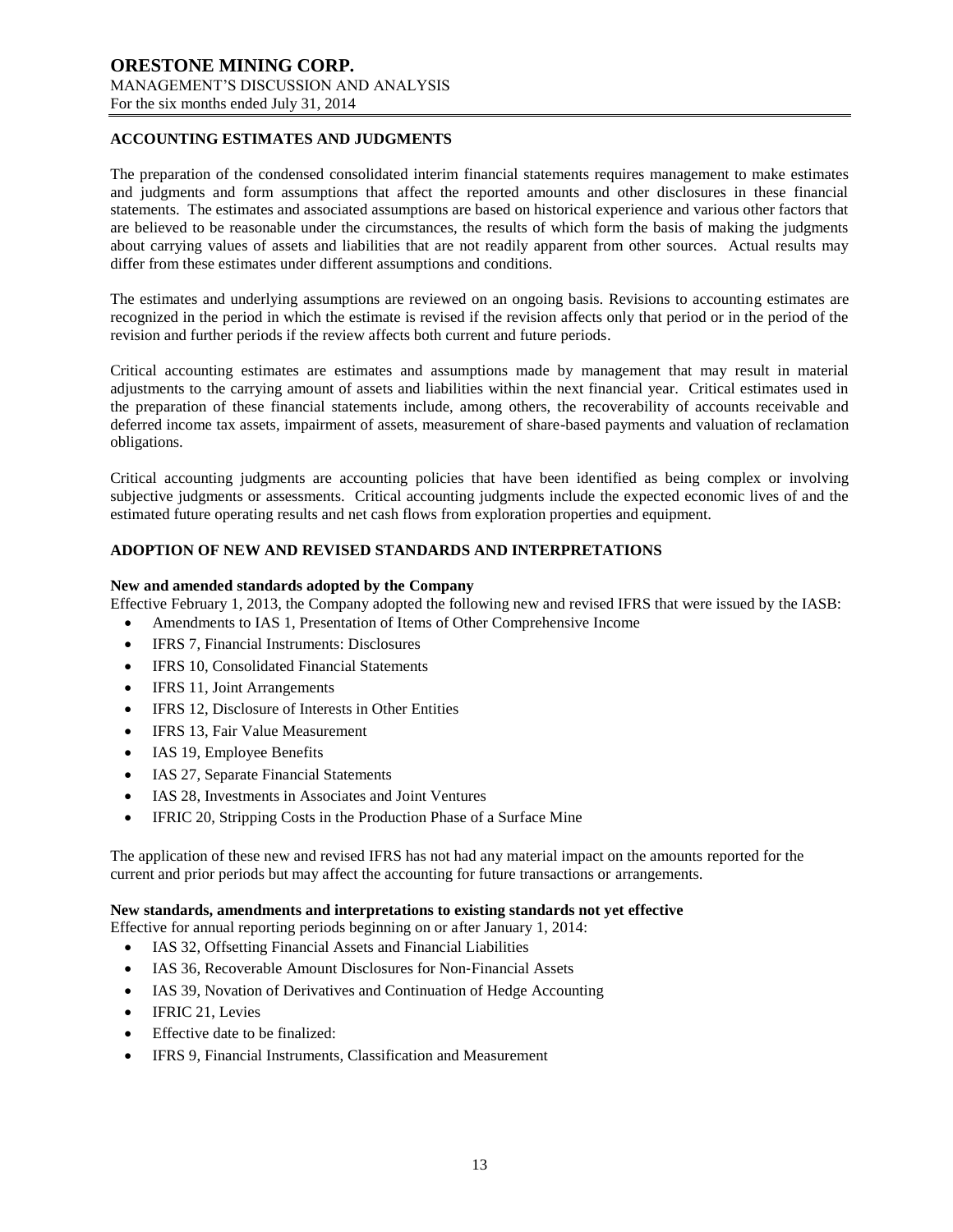## ACCOUNTING ESTIMATES AND JUDGMENTS

The preparation of the condensed consolidated interim financial statements requires management to make estimates and judgments and form assumptions that affect the reported amounts and other disclosures in these financial statements. The estimates and associated assumptions are based on historical experience and various other factors that are believed to be reasonable under the circumstances, the results of which form the basis of making the judgments about carrying values of assets and liabilities that are not readily apparent from other sources. Actual results may differ from these estimates under different assumptions and conditions.

The estimates and underlying assumptions are reviewed on an ongoing basis. Revisions to accounting estimates are recognized in the period in which the estimate is revised if the revision affects only that period or in the period of the revision and further periods if the review affects both current and future periods.

Critical accounting estimates are estimates and assumptions made by management that may result in material adjustments to the carrying amount of assets and liabilities within the next financial year. Critical estimates used in the preparation of these financial statements include, among others, the recoverability of accounts receivable and deferred income tax assets, impairment of assets, measurement of share-based payments and valuation of reclamation obligations.

Critical accounting judgments are accounting policies that have been identified as being complex or involving subjective judgments or assessments. Critical accounting judgments include the expected economic lives of and the estimated future operating results and net cash flows from exploration properties and equipment.

## ADOPTION OF NEW AND REVISED STANDARDS AND INTERPRETATIONS

**New and amended standards adopted by the Company**

Effective February 1, 2013, the Company adopted the following new and revised IFRS that were issued by the IASB:

- Amendments to IAS 1, Presentation of Items of Other Comprehensive Income
- IFRS 7, Financial Instruments: Disclosures
- IFRS 10, Consolidated Financial Statements
- IFRS 11, Joint Arrangements
- IFRS 12, Disclosure of Interests in Other Entities
- IFRS 13, Fair Value Measurement
- IAS 19, Employee Benefits
- IAS 27, Separate Financial Statements
- IAS 28, Investments in Associates and Joint Ventures
- IFRIC 20, Stripping Costs in the Production Phase of a Surface Mine

The application of these new and revised IFRS has not had any material impact on the amounts reported for the current and prior periods but may affect the accounting for future transactions or arrangements.

**New standards, amendments and interpretations to existing standards not yet effective**

Effective for annual reporting periods beginning on or after January 1, 2014:

- IAS 32, Offsetting Financial Assets and Financial Liabilities
- IAS 36, Recoverable Amount Disclosures for Non-Financial Assets
- IAS 39, Novation of Derivatives and Continuation of Hedge Accounting
- IFRIC 21, Levies
- Effective date to be finalized:
- IFRS 9, Financial Instruments, Classification and Measurement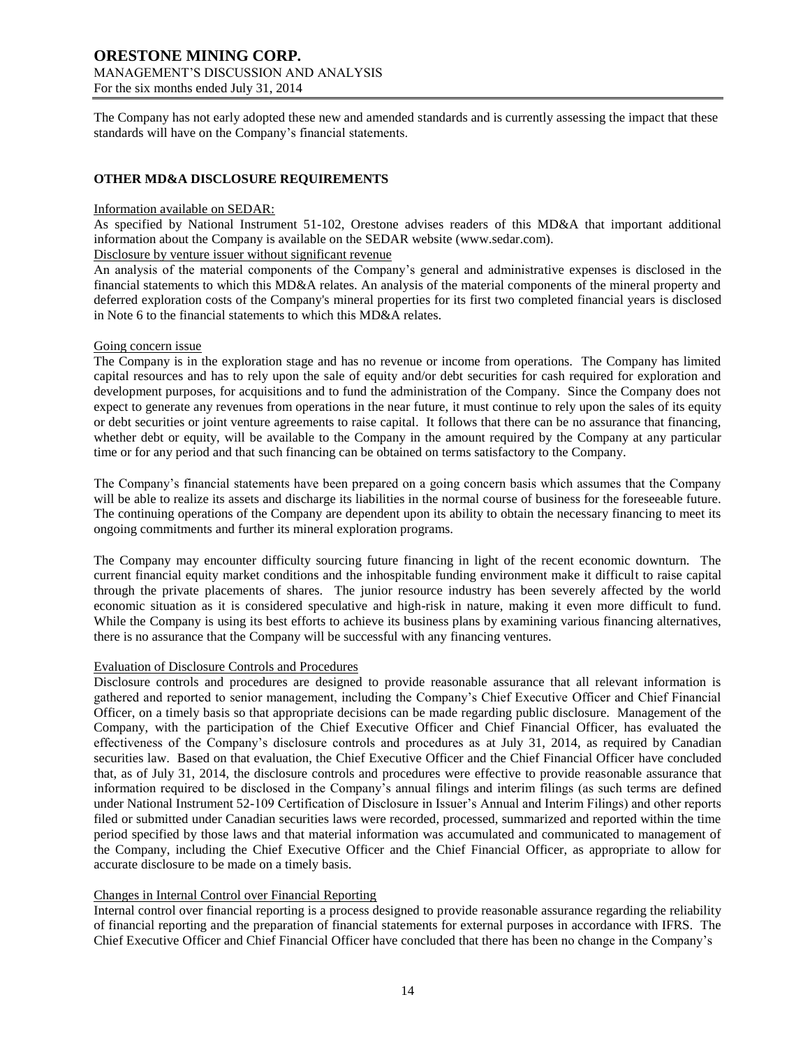The Company has not early adopted these new and amended standards and is currently assessing the impact that these standards will have on the Company's financial statements.

## OTHER MD&A DISCLOSURE REQUIREMENTS

Information available on SEDAR:

As specified by National Instrument 51-102, Orestone advises readers of this MD&A that important additional information about the Company is available on the SEDAR website (www.sedar.com).

Disclosure by venture issuer without significant revenue

An analysis of the material components of the Company's general and administrative expenses is disclosed in the financial statements to which this MD&A relates. An analysis of the material components of the mineral property and deferred exploration costs of the Company's mineral properties for its first two completed financial years is disclosed in Note 6 to the financial statements to which this MD&A relates.

Going concern issue

The Company is in the exploration stage and has no revenue or income from operations. The Company has limited capital resources and has to rely upon the sale of equity and/or debt securities for cash required for exploration and development purposes, for acquisitions and to fund the administration of the Company. Since the Company does not expect to generate any revenues from operations in the near future, it must continue to rely upon the sales of its equity or debt securities or joint venture agreements to raise capital. It follows that there can be no assurance that financing, whether debt or equity, will be available to the Company in the amount required by the Company at any particular time or for any period and that such financing can be obtained on terms satisfactory to the Company.

The Company's financial statements have been prepared on a going concern basis which assumes that the Company will be able to realize its assets and discharge its liabilities in the normal course of business for the foreseeable future. The continuing operations of the Company are dependent upon its ability to obtain the necessary financing to meet its ongoing commitments and further its mineral exploration programs.

The Company may encounter difficulty sourcing future financing in light of the recent economic downturn. The current financial equity market conditions and the inhospitable funding environment make it difficult to raise capital through the private placements of shares. The junior resource industry has been severely affected by the world economic situation as it is considered speculative and high-risk in nature, making it even more difficult to fund. While the Company is using its best efforts to achieve its business plans by examining various financing alternatives, there is no assurance that the Company will be successful with any financing ventures.

Evaluation of Disclosure Controls and Procedures

Disclosure controls and procedures are designed to provide reasonable assurance that all relevant information is gathered and reported to senior management, including the Company's Chief Executive Officer and Chief Financial Officer, on a timely basis so that appropriate decisions can be made regarding public disclosure. Management of the Company, with the participation of the Chief Executive Officer and Chief Financial Officer, has evaluated the effectiveness of the Company's disclosure controls and procedures as at July 31, 2014, as required by Canadian securities law. Based on that evaluation, the Chief Executive Officer and the Chief Financial Officer have concluded that, as of July 31, 2014, the disclosure controls and procedures were effective to provide reasonable assurance that information required to be disclosed in the Company's annual filings and interim filings (as such terms are defined under National Instrument 52-109 Certification of Disclosure in Issuer's Annual and Interim Filings) and other reports filed or submitted under Canadian securities laws were recorded, processed, summarized and reported within the time period specified by those laws and that material information was accumulated and communicated to management of the Company, including the Chief Executive Officer and the Chief Financial Officer, as appropriate to allow for accurate disclosure to be made on a timely basis.

Changes in Internal Control over Financial Reporting

Internal control over financial reporting is a process designed to provide reasonable assurance regarding the reliability of financial reporting and the preparation of financial statements for external purposes in accordance with IFRS. The Chief Executive Officer and Chief Financial Officer have concluded that there has been no change in the Company's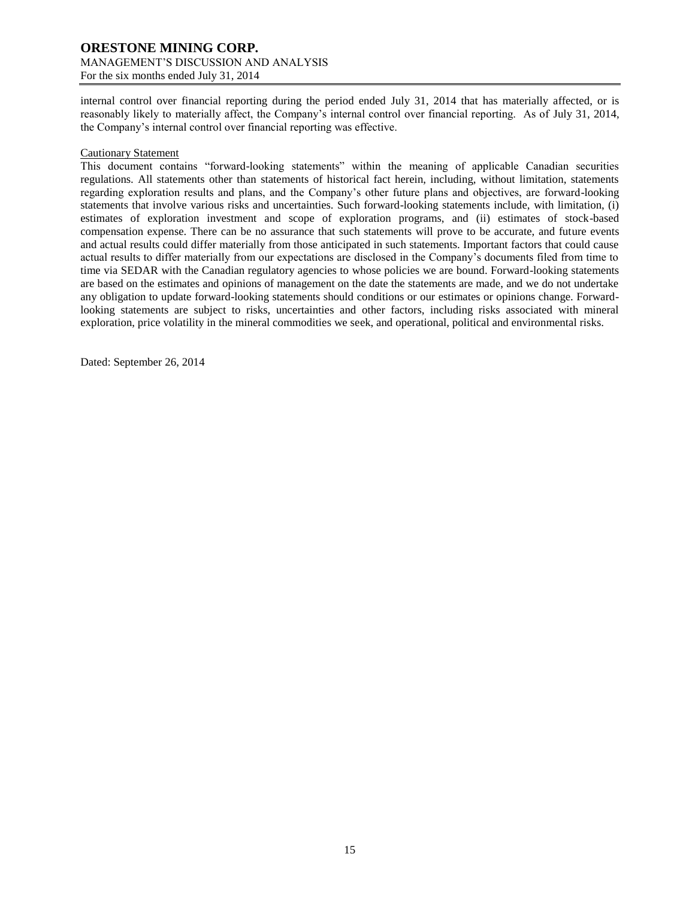internal control over financial reporting during the period ended July 31, 2014 that has materially affected, or is reasonably likely to materially affect, the Company's internal control over financial reporting. As of July 31, 2014, the Company's internal control over financial reporting was effective.

Cautionary Statement

This document contains "forward-looking statements" within the meaning of applicable Canadian securities regulations. All statements other than statements of historical fact herein, including, without limitation, statements regarding exploration results and plans, and the Company's other future plans and objectives, are forward-looking statements that involve various risks and uncertainties. Such forward-looking statements include, with limitation, (i) estimates of exploration investment and scope of exploration programs, and (ii) estimates of stock-based compensation expense. There can be no assurance that such statements will prove to be accurate, and future events and actual results could differ materially from those anticipated in such statements. Important factors that could cause actual results to differ materially from our expectations are disclosed in the Company's documents filed from time to time via SEDAR with the Canadian regulatory agencies to whose policies we are bound. Forward-looking statements are based on the estimates and opinions of management on the date the statements are made, and we do not undertake any obligation to update forward-looking statements should conditions or our estimates or opinions change. Forward-looking statements are subject to risks, uncertainties and other factors, including risks associated with mineral exploration, price volatility in the mineral commodities we seek, and operational, political and environmental risks.

Dated: September 26, 2014